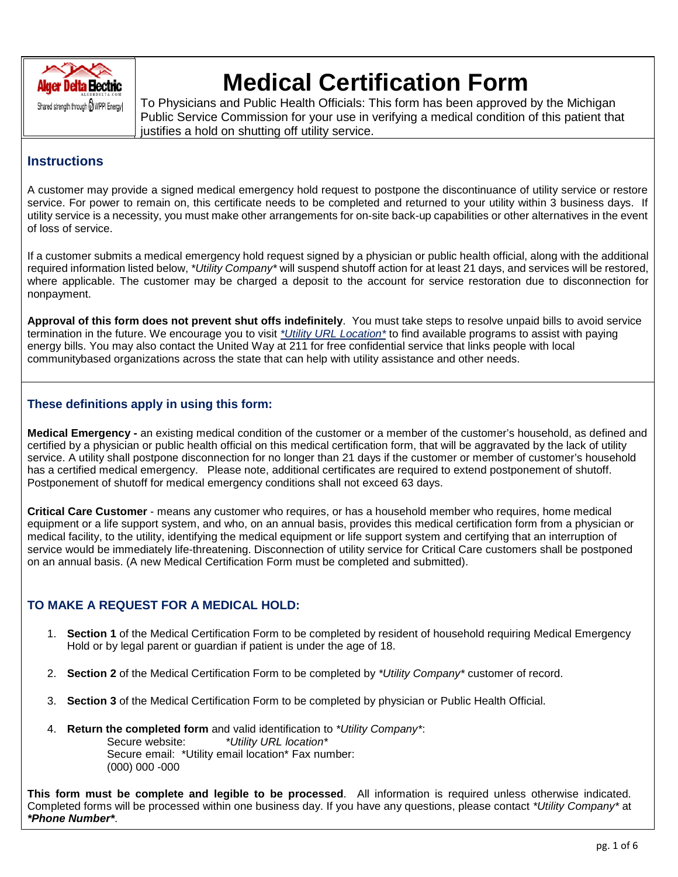# Medical Certification Form

To Physicians and Public Health Officials: This form has been approved by the Michigan Public Service Commission for your use in verifying a medical condition of this patient that justifies a hold on shutting off utility service.

## Instructions

A customer may provide a signed medical emergency hold request to postpone the discontinuance of utility service or restore service. For power to remain on, this certificate needs to be completed and returned to your utility within 3 business days. If utility service is a necessity, you must make other arrangements for on-site back-up capabilities or other alternatives in the event of loss of service.

If a customer submits a medical emergency hold request signed by a physician or public health official, along with the additional required information listed below, *\*Utility Company\** will suspend shutoff action for at least 21 days, and services will be restored, where applicable. The customer may be charged a deposit to the account for service restoration due to disconnection for nonpayment.

**Approval of this form does not prevent shut offs indefinitely**. You must take steps to resolve unpaid bills to avoid service termination in the future. We encourage you to visit *\*Utility URL Location\** to find available programs to assist with paying energy bills. You may also contact the United Way at 211 for free confidential service that links people with local communitybased organizations across the state that can help with utility assistance and other needs.

### These definitions apply in using this form:

**Medical Emergency -** an existing medical condition of the customer or a member of the customer's household, as defined and certified by a physician or public health official on this medical certification form, that will be aggravated by the lack of utility service. A utility shall postpone disconnection for no longer than 21 days if the customer or member of customer's household has a certified medical emergency. Please note, additional certificates are required to extend postponement of shutoff. Postponement of shutoff for medical emergency conditions shall not exceed 63 days.

**Critical Care Customer** - means any customer who requires, or has a household member who requires, home medical equipment or a life support system, and who, on an annual basis, provides this medical certification form from a physician or medical facility, to the utility, identifying the medical equipment or life support system and certifying that an interruption of service would be immediately life-threatening. Disconnection of utility service for Critical Care customers shall be postponed on an annual basis. (A new Medical Certification Form must be completed and submitted).

### TO MAKE A REQUEST FOR A MEDICAL HOLD:

1. **Section 1** of the Medical Certification Form to be completed by resident of household requiring Medical Emergency Hold or by legal parent or guardian if patient is under the age of 18.
2. **Section 2** of the Medical Certification Form to be completed by *\*Utility Company\** customer of record.
3. **Section 3** of the Medical Certification Form to be completed by physician or Public Health Official.
4. **Return the completed form** and valid identification to *\*Utility Company\**:
   Secure website: *\*Utility URL location\**
   Secure email: \*Utility email location\* Fax number:
   (000) 000 -000

**This form must be complete and legible to be processed**. All information is required unless otherwise indicated. Completed forms will be processed within one business day. If you have any questions, please contact *\*Utility Company\** at ***\*Phone Number\****.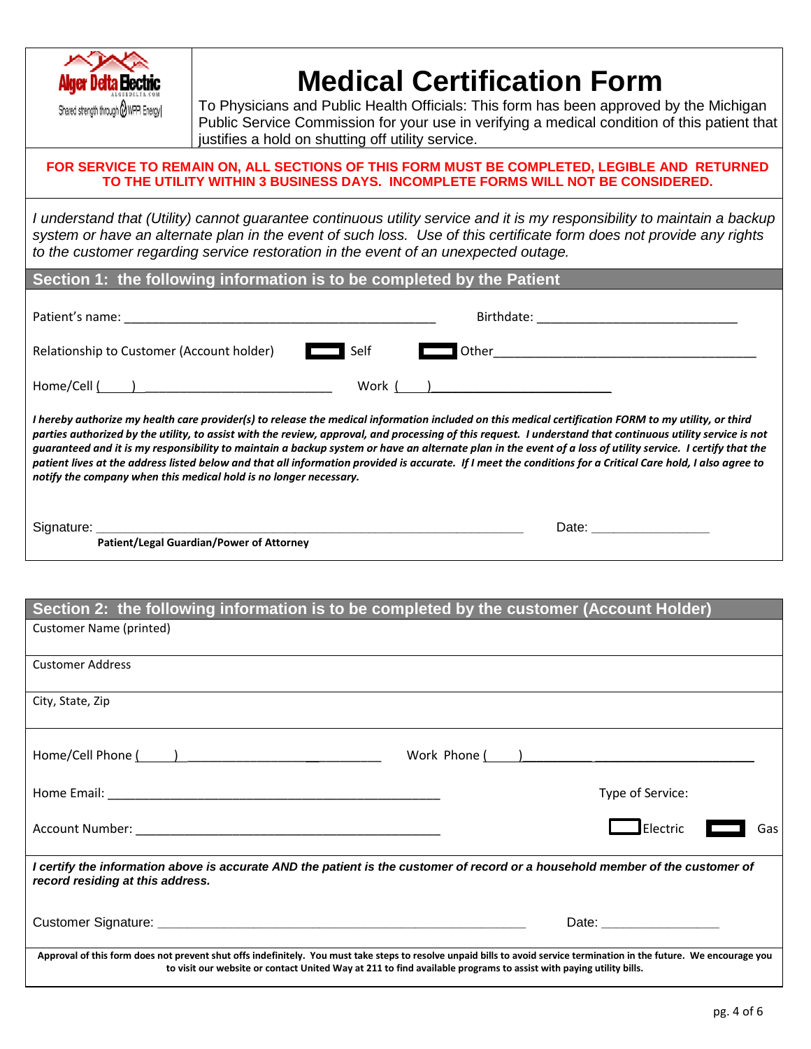Alger Delta Electric
ALGERDELTA.COM
Shared strength through WPPI Energy

# Medical Certification Form

To Physicians and Public Health Officials: This form has been approved by the Michigan Public Service Commission for your use in verifying a medical condition of this patient that justifies a hold on shutting off utility service.

**FOR SERVICE TO REMAIN ON, ALL SECTIONS OF THIS FORM MUST BE COMPLETED, LEGIBLE AND RETURNED TO THE UTILITY WITHIN 3 BUSINESS DAYS. INCOMPLETE FORMS WILL NOT BE CONSIDERED.**

*I understand that (Utility) cannot guarantee continuous utility service and it is my responsibility to maintain a backup system or have an alternate plan in the event of such loss. Use of this certificate form does not provide any rights to the customer regarding service restoration in the event of an unexpected outage.*

## Section 1: the following information is to be completed by the Patient

Patient's name: ______________________________________________ Birthdate: ______________________________

Relationship to Customer (Account holder) ☐ Self ☐ Other________________________________________

Home/Cell (____) ____________________________ Work (____)__________________________

***I hereby authorize my health care provider(s) to release the medical information included on this medical certification FORM to my utility, or third parties authorized by the utility, to assist with the review, approval, and processing of this request. I understand that continuous utility service is not guaranteed and it is my responsibility to maintain a backup system or have an alternate plan in the event of a loss of utility service. I certify that the patient lives at the address listed below and that all information provided is accurate. If I meet the conditions for a Critical Care hold, I also agree to notify the company when this medical hold is no longer necessary.***

Signature: ________________________________________________________________ Date: ________________

**Patient/Legal Guardian/Power of Attorney**

## Section 2: the following information is to be completed by the customer (Account Holder)

Customer Name (printed)

Customer Address

City, State, Zip

Home/Cell Phone (____) ____________________________ Work Phone (____)__________________________________

Home Email: __________________________________________________ Type of Service:

Account Number: ______________________________________________ ☐ Electric ☐ Gas

***I certify the information above is accurate AND the patient is the customer of record or a household member of the customer of record residing at this address.***

Customer Signature: ______________________________________________________ Date: ________________

**Approval of this form does not prevent shut offs indefinitely. You must take steps to resolve unpaid bills to avoid service termination in the future. We encourage you to visit our website or contact United Way at 211 to find available programs to assist with paying utility bills.**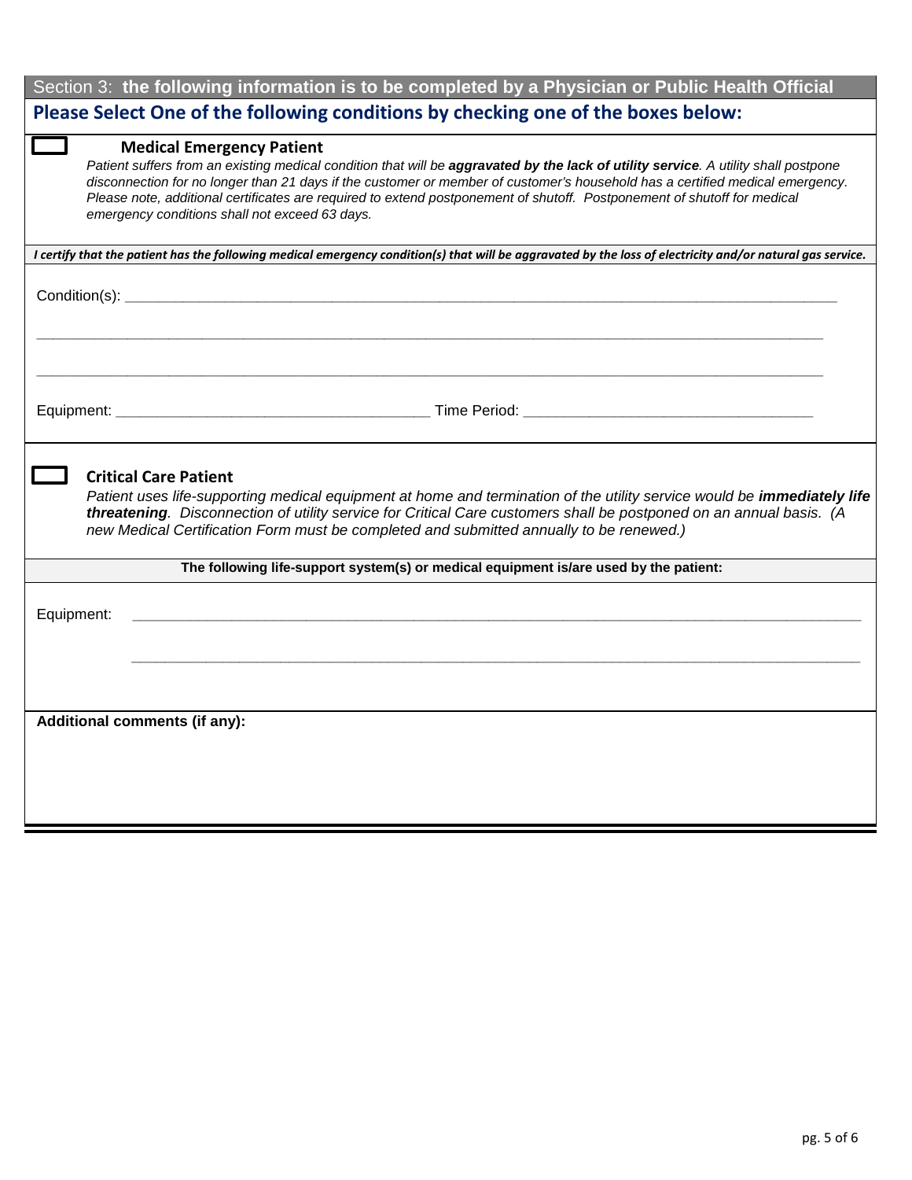## Section 3: the following information is to be completed by a Physician or Public Health Official

**Please Select One of the following conditions by checking one of the boxes below:**

☐ **Medical Emergency Patient**

*Patient suffers from an existing medical condition that will be* ***aggravated by the lack of utility service****. A utility shall postpone disconnection for no longer than 21 days if the customer or member of customer's household has a certified medical emergency. Please note, additional certificates are required to extend postponement of shutoff. Postponement of shutoff for medical emergency conditions shall not exceed 63 days.*

***I certify that the patient has the following medical emergency condition(s) that will be aggravated by the loss of electricity and/or natural gas service.***

Condition(s): ______________________________________________________________________________

______________________________________________________________________________

______________________________________________________________________________

Equipment: ________________________________ Time Period: ______________________________

☐ **Critical Care Patient**

*Patient uses life-supporting medical equipment at home and termination of the utility service would be* ***immediately life threatening****. Disconnection of utility service for Critical Care customers shall be postponed on an annual basis. (A new Medical Certification Form must be completed and submitted annually to be renewed.)*

**The following life-support system(s) or medical equipment is/are used by the patient:**

Equipment: ______________________________________________________________________________

______________________________________________________________________________

**Additional comments (if any):**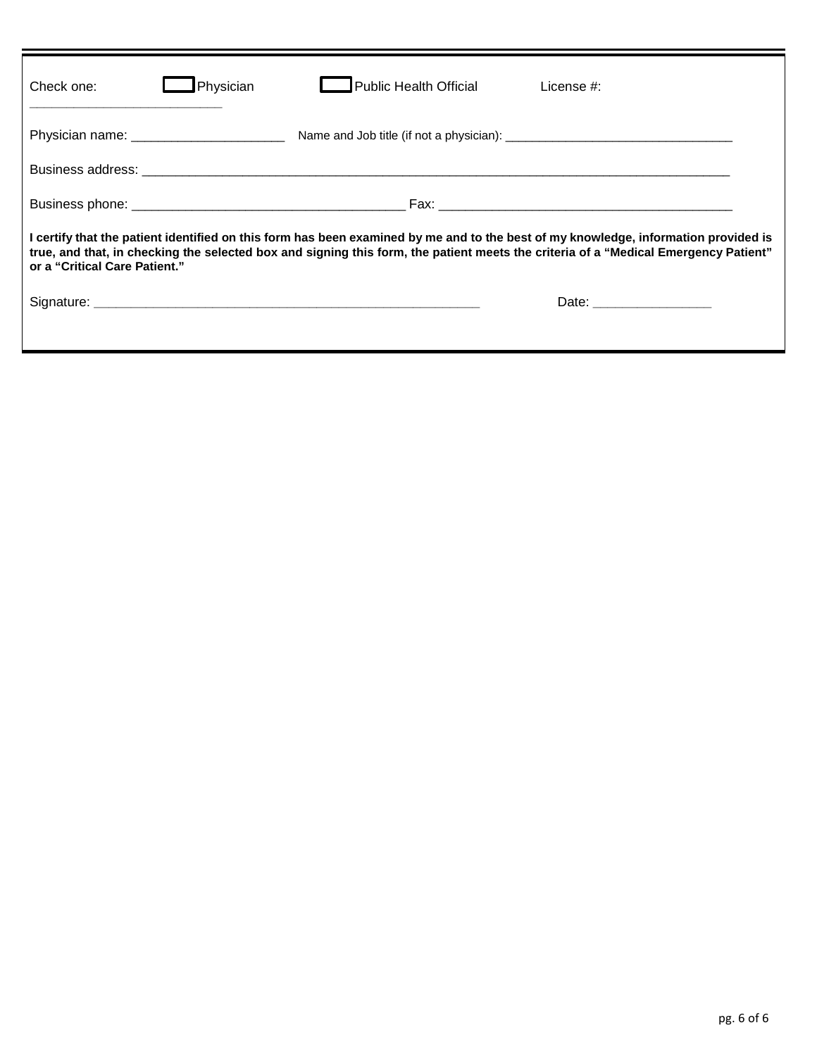Check one: ☐ Physician ☐ Public Health Official License #: ___________________________

Physician name: _____________________ Name and Job title (if not a physician): ________________________________

Business address: ___________________________________________________________________________________

Business phone: _____________________________________ Fax: ________________________________________

**I certify that the patient identified on this form has been examined by me and to the best of my knowledge, information provided is true, and that, in checking the selected box and signing this form, the patient meets the criteria of a "Medical Emergency Patient" or a "Critical Care Patient."**

Signature: ________________________________________________________ Date: ________________